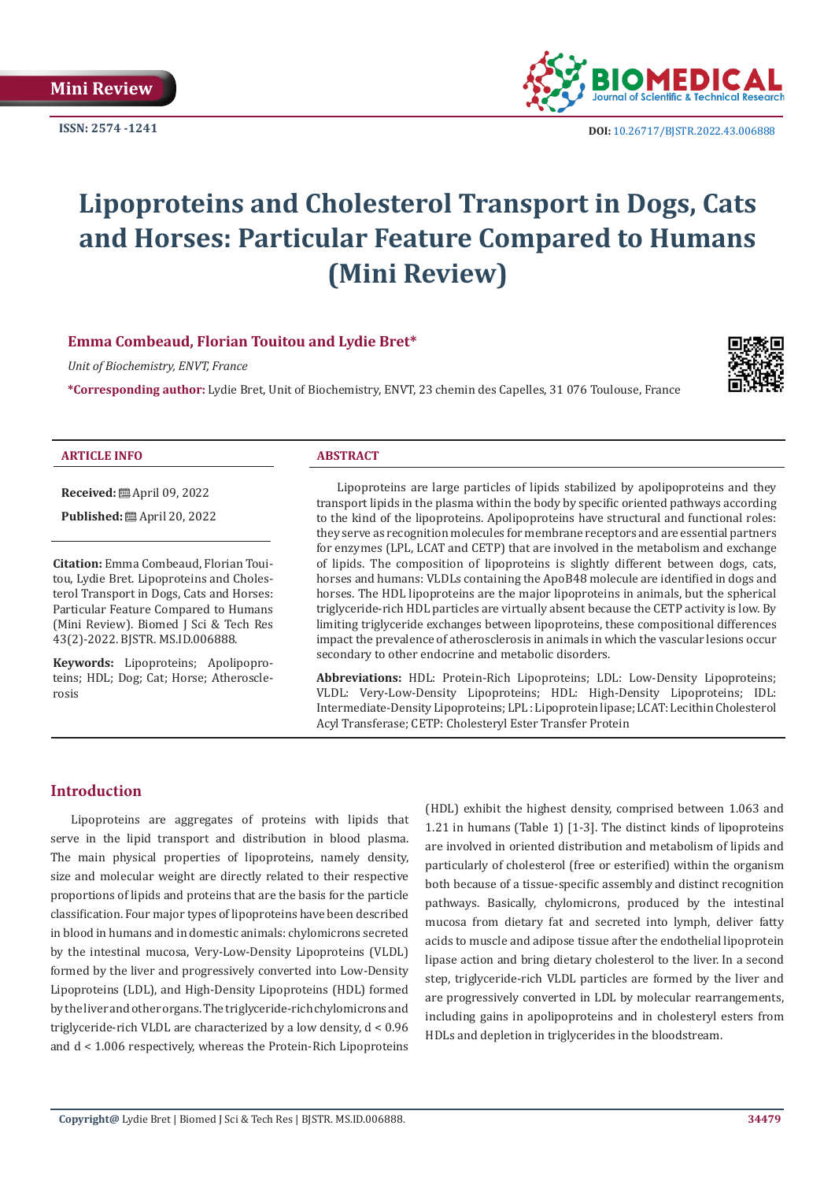Mini Review

ISSN: 2574 -1241

DOI: 10.26717/BJSTR.2022.43.006888

# Lipoproteins and Cholesterol Transport in Dogs, Cats and Horses: Particular Feature Compared to Humans (Mini Review)

**Emma Combeaud, Florian Touitou and Lydie Bret***

*Unit of Biochemistry, ENVT, France*

***Corresponding author:** Lydie Bret, Unit of Biochemistry, ENVT, 23 chemin des Capelles, 31 076 Toulouse, France

## ARTICLE INFO

**Received:** April 09, 2022

**Published:** April 20, 2022

**Citation:** Emma Combeaud, Florian Touitou, Lydie Bret. Lipoproteins and Cholesterol Transport in Dogs, Cats and Horses: Particular Feature Compared to Humans (Mini Review). Biomed J Sci & Tech Res 43(2)-2022. BJSTR. MS.ID.006888.

**Keywords:** Lipoproteins; Apolipoproteins; HDL; Dog; Cat; Horse; Atherosclerosis

## ABSTRACT

Lipoproteins are large particles of lipids stabilized by apolipoproteins and they transport lipids in the plasma within the body by specific oriented pathways according to the kind of the lipoproteins. Apolipoproteins have structural and functional roles: they serve as recognition molecules for membrane receptors and are essential partners for enzymes (LPL, LCAT and CETP) that are involved in the metabolism and exchange of lipids. The composition of lipoproteins is slightly different between dogs, cats, horses and humans: VLDLs containing the ApoB48 molecule are identified in dogs and horses. The HDL lipoproteins are the major lipoproteins in animals, but the spherical triglyceride-rich HDL particles are virtually absent because the CETP activity is low. By limiting triglyceride exchanges between lipoproteins, these compositional differences impact the prevalence of atherosclerosis in animals in which the vascular lesions occur secondary to other endocrine and metabolic disorders.

**Abbreviations:** HDL: Protein-Rich Lipoproteins; LDL: Low-Density Lipoproteins; VLDL: Very-Low-Density Lipoproteins; HDL: High-Density Lipoproteins; IDL: Intermediate-Density Lipoproteins; LPL : Lipoprotein lipase; LCAT: Lecithin Cholesterol Acyl Transferase; CETP: Cholesteryl Ester Transfer Protein

## Introduction

Lipoproteins are aggregates of proteins with lipids that serve in the lipid transport and distribution in blood plasma. The main physical properties of lipoproteins, namely density, size and molecular weight are directly related to their respective proportions of lipids and proteins that are the basis for the particle classification. Four major types of lipoproteins have been described in blood in humans and in domestic animals: chylomicrons secreted by the intestinal mucosa, Very-Low-Density Lipoproteins (VLDL) formed by the liver and progressively converted into Low-Density Lipoproteins (LDL), and High-Density Lipoproteins (HDL) formed by the liver and other organs. The triglyceride-rich chylomicrons and triglyceride-rich VLDL are characterized by a low density, $d < 0.96$ and $d < 1.006$ respectively, whereas the Protein-Rich Lipoproteins (HDL) exhibit the highest density, comprised between 1.063 and 1.21 in humans (Table 1) [1-3]. The distinct kinds of lipoproteins are involved in oriented distribution and metabolism of lipids and particularly of cholesterol (free or esterified) within the organism both because of a tissue-specific assembly and distinct recognition pathways. Basically, chylomicrons, produced by the intestinal mucosa from dietary fat and secreted into lymph, deliver fatty acids to muscle and adipose tissue after the endothelial lipoprotein lipase action and bring dietary cholesterol to the liver. In a second step, triglyceride-rich VLDL particles are formed by the liver and are progressively converted in LDL by molecular rearrangements, including gains in apolipoproteins and in cholesteryl esters from HDLs and depletion in triglycerides in the bloodstream.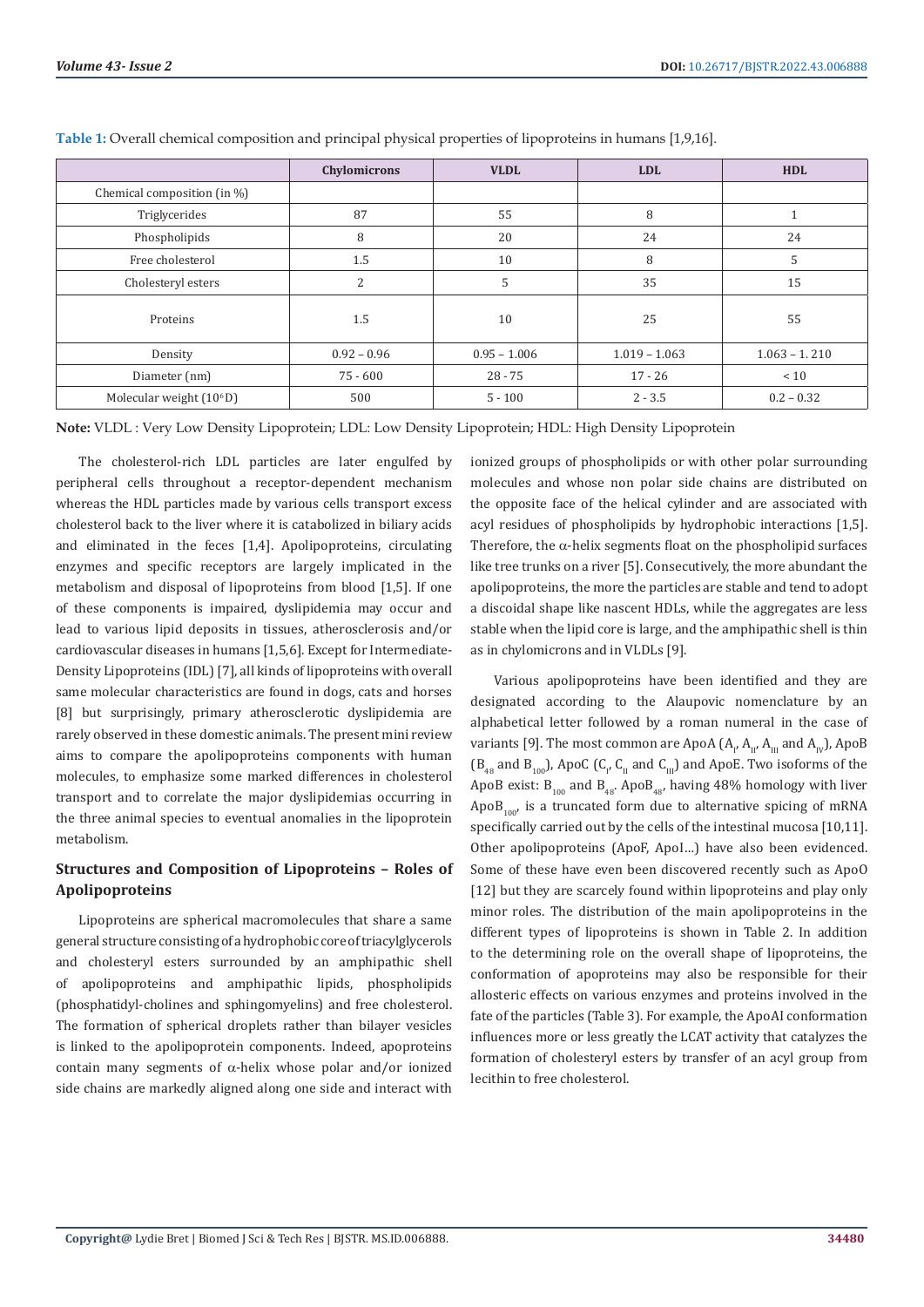**Table 1:** Overall chemical composition and principal physical properties of lipoproteins in humans [1,9,16].

| | Chylomicrons | VLDL | LDL | HDL |
|---|---|---|---|---|
| Chemical composition (in %) | | | | |
| Triglycerides | 87 | 55 | 8 | 1 |
| Phospholipids | 8 | 20 | 24 | 24 |
| Free cholesterol | 1.5 | 10 | 8 | 5 |
| Cholesteryl esters | 2 | 5 | 35 | 15 |
| Proteins | 1.5 | 10 | 25 | 55 |
| Density | 0.92 – 0.96 | 0.95 – 1.006 | 1.019 – 1.063 | 1.063 – 1. 210 |
| Diameter (nm) | 75 - 600 | 28 - 75 | 17 - 26 | < 10 |
| Molecular weight ($10^6$D) | 500 | 5 - 100 | 2 - 3.5 | 0.2 – 0.32 |

**Note:** VLDL : Very Low Density Lipoprotein; LDL: Low Density Lipoprotein; HDL: High Density Lipoprotein

The cholesterol-rich LDL particles are later engulfed by peripheral cells throughout a receptor-dependent mechanism whereas the HDL particles made by various cells transport excess cholesterol back to the liver where it is catabolized in biliary acids and eliminated in the feces [1,4]. Apolipoproteins, circulating enzymes and specific receptors are largely implicated in the metabolism and disposal of lipoproteins from blood [1,5]. If one of these components is impaired, dyslipidemia may occur and lead to various lipid deposits in tissues, atherosclerosis and/or cardiovascular diseases in humans [1,5,6]. Except for Intermediate-Density Lipoproteins (IDL) [7], all kinds of lipoproteins with overall same molecular characteristics are found in dogs, cats and horses [8] but surprisingly, primary atherosclerotic dyslipidemia are rarely observed in these domestic animals. The present mini review aims to compare the apolipoproteins components with human molecules, to emphasize some marked differences in cholesterol transport and to correlate the major dyslipidemias occurring in the three animal species to eventual anomalies in the lipoprotein metabolism.

## Structures and Composition of Lipoproteins – Roles of Apolipoproteins

Lipoproteins are spherical macromolecules that share a same general structure consisting of a hydrophobic core of triacylglycerols and cholesteryl esters surrounded by an amphipathic shell of apolipoproteins and amphipathic lipids, phospholipids (phosphatidyl-cholines and sphingomyelins) and free cholesterol. The formation of spherical droplets rather than bilayer vesicles is linked to the apolipoprotein components. Indeed, apoproteins contain many segments of $\alpha$-helix whose polar and/or ionized side chains are markedly aligned along one side and interact with ionized groups of phospholipids or with other polar surrounding molecules and whose non polar side chains are distributed on the opposite face of the helical cylinder and are associated with acyl residues of phospholipids by hydrophobic interactions [1,5]. Therefore, the $\alpha$-helix segments float on the phospholipid surfaces like tree trunks on a river [5]. Consecutively, the more abundant the apolipoproteins, the more the particles are stable and tend to adopt a discoidal shape like nascent HDLs, while the aggregates are less stable when the lipid core is large, and the amphipathic shell is thin as in chylomicrons and in VLDLs [9].

Various apolipoproteins have been identified and they are designated according to the Alaupovic nomenclature by an alphabetical letter followed by a roman numeral in the case of variants [9]. The most common are ApoA ($A_I$, $A_{II}$, $A_{III}$ and $A_{IV}$), ApoB ($B_{48}$ and $B_{100}$), ApoC ($C_I$, $C_{II}$ and $C_{III}$) and ApoE. Two isoforms of the ApoB exist: $B_{100}$ and $B_{48}$. ApoB$_{48}$, having 48% homology with liver ApoB$_{100}$, is a truncated form due to alternative spicing of mRNA specifically carried out by the cells of the intestinal mucosa [10,11]. Other apolipoproteins (ApoF, ApoI…) have also been evidenced. Some of these have even been discovered recently such as ApoO [12] but they are scarcely found within lipoproteins and play only minor roles. The distribution of the main apolipoproteins in the different types of lipoproteins is shown in Table 2. In addition to the determining role on the overall shape of lipoproteins, the conformation of apoproteins may also be responsible for their allosteric effects on various enzymes and proteins involved in the fate of the particles (Table 3). For example, the ApoAI conformation influences more or less greatly the LCAT activity that catalyzes the formation of cholesteryl esters by transfer of an acyl group from lecithin to free cholesterol.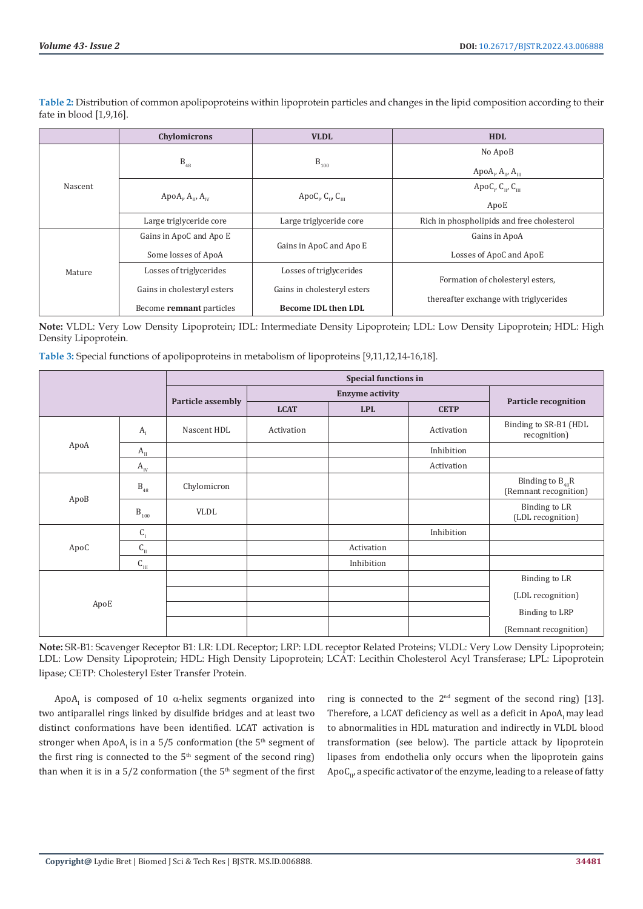**Table 2:** Distribution of common apolipoproteins within lipoprotein particles and changes in the lipid composition according to their fate in blood [1,9,16].

| | Chylomicrons | VLDL | HDL |
|---|---|---|---|
| Nascent | $B_{48}$ | $B_{100}$ | No ApoB<br>$ApoA_I$, $A_{II}$, $A_{III}$ |
| | $ApoA_I$, $A_{II}$, $A_{IV}$ | $ApoC_I$, $C_{II}$, $C_{III}$ | $ApoC_I$, $C_{II}$, $C_{III}$<br>ApoE |
| | Large triglyceride core | Large triglyceride core | Rich in phospholipids and free cholesterol |
| Mature | Gains in ApoC and Apo E<br>Some losses of ApoA | Gains in ApoC and Apo E | Gains in ApoA<br>Losses of ApoC and ApoE |
| | Losses of triglycerides<br>Gains in cholesteryl esters<br>Become **remnant** particles | Losses of triglycerides<br>Gains in cholesteryl esters<br>**Become IDL then LDL** | Formation of cholesteryl esters,<br>thereafter exchange with triglycerides |

**Note:** VLDL: Very Low Density Lipoprotein; IDL: Intermediate Density Lipoprotein; LDL: Low Density Lipoprotein; HDL: High Density Lipoprotein.

**Table 3:** Special functions of apolipoproteins in metabolism of lipoproteins [9,11,12,14-16,18].

| | | Special functions in | | | | |
|---|---|---|---|---|---|---|
| | | Particle assembly | Enzyme activity | | | Particle recognition |
| | | | LCAT | LPL | CETP | |
| ApoA | $A_I$ | Nascent HDL | Activation | | Activation | Binding to SR-B1 (HDL recognition) |
| | $A_{II}$ | | | | Inhibition | |
| | $A_{IV}$ | | | | Activation | |
| ApoB | $B_{48}$ | Chylomicron | | | | Binding to $B_{48}R$ (Remnant recognition) |
| | $B_{100}$ | VLDL | | | | Binding to LR (LDL recognition) |
| ApoC | $C_I$ | | | | Inhibition | |
| | $C_{II}$ | | | Activation | | |
| | $C_{III}$ | | | Inhibition | | |
| ApoE | | | | | | Binding to LR<br>(LDL recognition)<br>Binding to LRP<br>(Remnant recognition) |

**Note:** SR-B1: Scavenger Receptor B1: LR: LDL Receptor; LRP: LDL receptor Related Proteins; VLDL: Very Low Density Lipoprotein; LDL: Low Density Lipoprotein; HDL: High Density Lipoprotein; LCAT: Lecithin Cholesterol Acyl Transferase; LPL: Lipoprotein lipase; CETP: Cholesteryl Ester Transfer Protein.

$ApoA_I$ is composed of 10 α-helix segments organized into two antiparallel rings linked by disulfide bridges and at least two distinct conformations have been identified. LCAT activation is stronger when $ApoA_I$ is in a 5/5 conformation (the 5th segment of the first ring is connected to the 5th segment of the second ring) than when it is in a 5/2 conformation (the 5th segment of the first ring is connected to the 2nd segment of the second ring) [13]. Therefore, a LCAT deficiency as well as a deficit in $ApoA_I$ may lead to abnormalities in HDL maturation and indirectly in VLDL blood transformation (see below). The particle attack by lipoprotein lipases from endothelia only occurs when the lipoprotein gains $ApoC_{II}$, a specific activator of the enzyme, leading to a release of fatty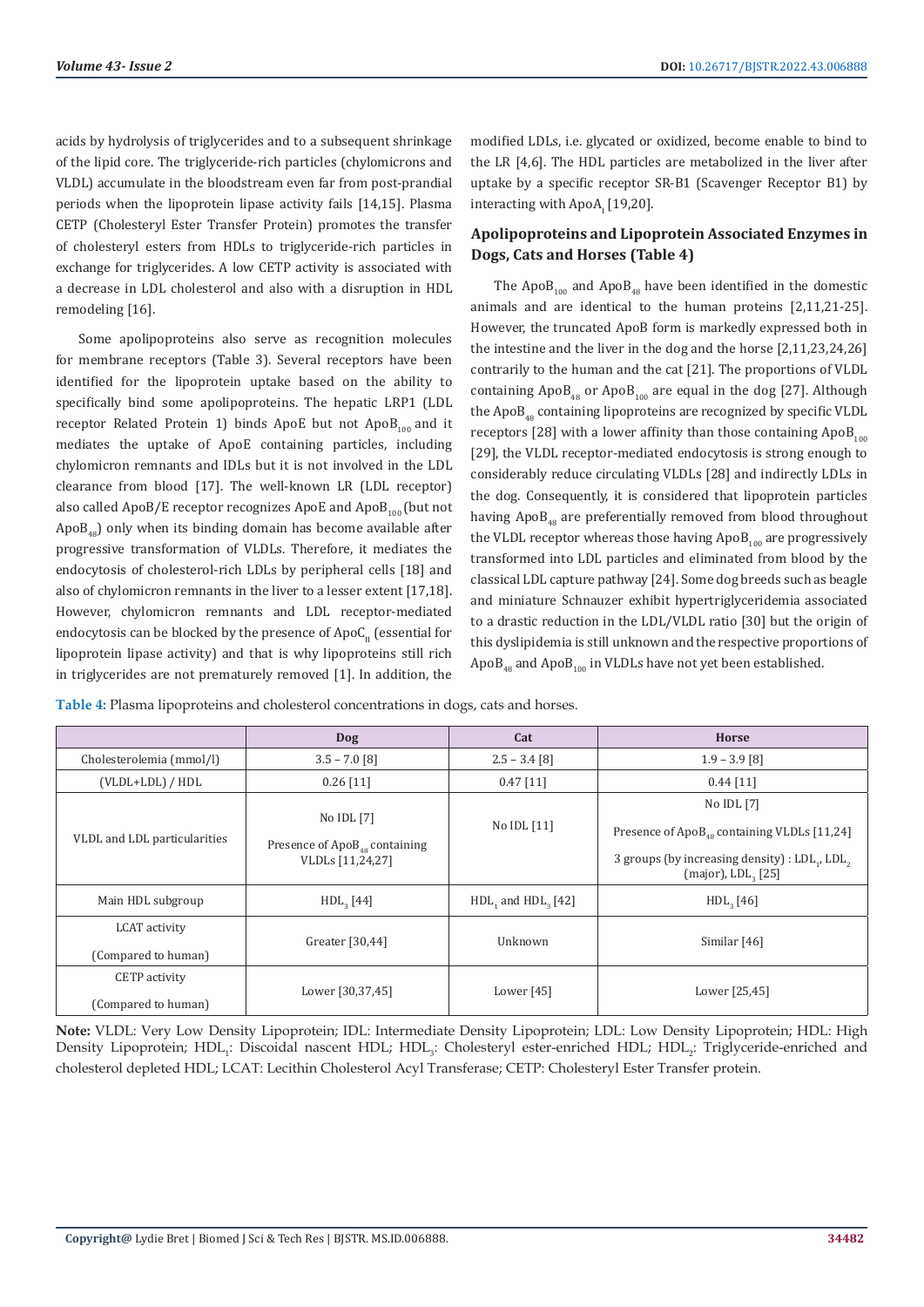acids by hydrolysis of triglycerides and to a subsequent shrinkage of the lipid core. The triglyceride-rich particles (chylomicrons and VLDL) accumulate in the bloodstream even far from post-prandial periods when the lipoprotein lipase activity fails [14,15]. Plasma CETP (Cholesteryl Ester Transfer Protein) promotes the transfer of cholesteryl esters from HDLs to triglyceride-rich particles in exchange for triglycerides. A low CETP activity is associated with a decrease in LDL cholesterol and also with a disruption in HDL remodeling [16].

Some apolipoproteins also serve as recognition molecules for membrane receptors (Table 3). Several receptors have been identified for the lipoprotein uptake based on the ability to specifically bind some apolipoproteins. The hepatic LRP1 (LDL receptor Related Protein 1) binds ApoE but not $ApoB_{100}$ and it mediates the uptake of ApoE containing particles, including chylomicron remnants and IDLs but it is not involved in the LDL clearance from blood [17]. The well-known LR (LDL receptor) also called ApoB/E receptor recognizes ApoE and $ApoB_{100}$ (but not $ApoB_{48}$) only when its binding domain has become available after progressive transformation of VLDLs. Therefore, it mediates the endocytosis of cholesterol-rich LDLs by peripheral cells [18] and also of chylomicron remnants in the liver to a lesser extent [17,18]. However, chylomicron remnants and LDL receptor-mediated endocytosis can be blocked by the presence of $ApoC_{II}$ (essential for lipoprotein lipase activity) and that is why lipoproteins still rich in triglycerides are not prematurely removed [1]. In addition, the modified LDLs, i.e. glycated or oxidized, become enable to bind to the LR [4,6]. The HDL particles are metabolized in the liver after uptake by a specific receptor SR-B1 (Scavenger Receptor B1) by interacting with $ApoA_{I}$ [19,20].

## Apolipoproteins and Lipoprotein Associated Enzymes in Dogs, Cats and Horses (Table 4)

The $ApoB_{100}$ and $ApoB_{48}$ have been identified in the domestic animals and are identical to the human proteins [2,11,21-25]. However, the truncated ApoB form is markedly expressed both in the intestine and the liver in the dog and the horse [2,11,23,24,26] contrarily to the human and the cat [21]. The proportions of VLDL containing $ApoB_{48}$ or $ApoB_{100}$ are equal in the dog [27]. Although the $ApoB_{48}$ containing lipoproteins are recognized by specific VLDL receptors [28] with a lower affinity than those containing $ApoB_{100}$ [29], the VLDL receptor-mediated endocytosis is strong enough to considerably reduce circulating VLDLs [28] and indirectly LDLs in the dog. Consequently, it is considered that lipoprotein particles having $ApoB_{48}$ are preferentially removed from blood throughout the VLDL receptor whereas those having $ApoB_{100}$ are progressively transformed into LDL particles and eliminated from blood by the classical LDL capture pathway [24]. Some dog breeds such as beagle and miniature Schnauzer exhibit hypertriglyceridemia associated to a drastic reduction in the LDL/VLDL ratio [30] but the origin of this dyslipidemia is still unknown and the respective proportions of $ApoB_{48}$ and $ApoB_{100}$ in VLDLs have not yet been established.

**Table 4:** Plasma lipoproteins and cholesterol concentrations in dogs, cats and horses.

| | Dog | Cat | Horse |
|---|---|---|---|
| Cholesterolemia (mmol/l) | 3.5 – 7.0 [8] | 2.5 – 3.4 [8] | 1.9 – 3.9 [8] |
| (VLDL+LDL) / HDL | 0.26 [11] | 0.47 [11] | 0.44 [11] |
| VLDL and LDL particularities | No IDL [7]<br>Presence of $ApoB_{48}$ containing VLDLs [11,24,27] | No IDL [11] | No IDL [7]<br>Presence of $ApoB_{48}$ containing VLDLs [11,24]<br>3 groups (by increasing density) : $LDL_1$, $LDL_2$ (major), $LDL_3$ [25] |
| Main HDL subgroup | $HDL_3$ [44] | $HDL_1$ and $HDL_3$ [42] | $HDL_3$ [46] |
| LCAT activity (Compared to human) | Greater [30,44] | Unknown | Similar [46] |
| CETP activity (Compared to human) | Lower [30,37,45] | Lower [45] | Lower [25,45] |

**Note:** VLDL: Very Low Density Lipoprotein; IDL: Intermediate Density Lipoprotein; LDL: Low Density Lipoprotein; HDL: High Density Lipoprotein; $HDL_1$: Discoidal nascent HDL; $HDL_3$: Cholesteryl ester-enriched HDL; $HDL_2$: Triglyceride-enriched and cholesterol depleted HDL; LCAT: Lecithin Cholesterol Acyl Transferase; CETP: Cholesteryl Ester Transfer protein.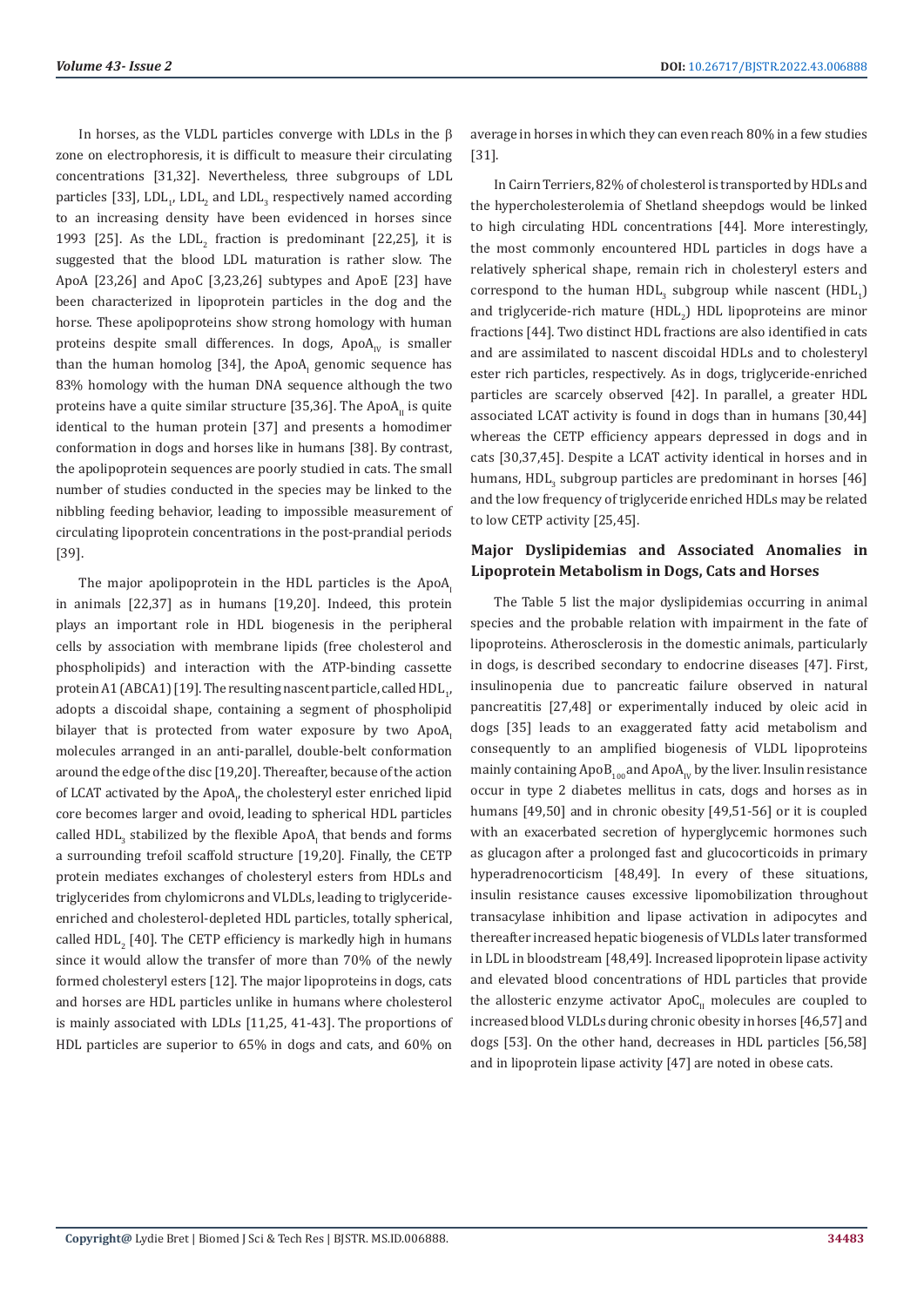In horses, as the VLDL particles converge with LDLs in the β zone on electrophoresis, it is difficult to measure their circulating concentrations [31,32]. Nevertheless, three subgroups of LDL particles [33], $LDL_1$, $LDL_2$ and $LDL_3$ respectively named according to an increasing density have been evidenced in horses since 1993 [25]. As the $LDL_2$ fraction is predominant [22,25], it is suggested that the blood LDL maturation is rather slow. The ApoA [23,26] and ApoC [3,23,26] subtypes and ApoE [23] have been characterized in lipoprotein particles in the dog and the horse. These apolipoproteins show strong homology with human proteins despite small differences. In dogs, $ApoA_{IV}$ is smaller than the human homolog [34], the $ApoA_I$ genomic sequence has 83% homology with the human DNA sequence although the two proteins have a quite similar structure [35,36]. The $ApoA_{II}$ is quite identical to the human protein [37] and presents a homodimer conformation in dogs and horses like in humans [38]. By contrast, the apolipoprotein sequences are poorly studied in cats. The small number of studies conducted in the species may be linked to the nibbling feeding behavior, leading to impossible measurement of circulating lipoprotein concentrations in the post-prandial periods [39].

The major apolipoprotein in the HDL particles is the $ApoA_I$ in animals [22,37] as in humans [19,20]. Indeed, this protein plays an important role in HDL biogenesis in the peripheral cells by association with membrane lipids (free cholesterol and phospholipids) and interaction with the ATP-binding cassette protein A1 (ABCA1) [19]. The resulting nascent particle, called $HDL_1$, adopts a discoidal shape, containing a segment of phospholipid bilayer that is protected from water exposure by two $ApoA_I$ molecules arranged in an anti-parallel, double-belt conformation around the edge of the disc [19,20]. Thereafter, because of the action of LCAT activated by the $ApoA_I$, the cholesteryl ester enriched lipid core becomes larger and ovoid, leading to spherical HDL particles called $HDL_3$ stabilized by the flexible $ApoA_I$ that bends and forms a surrounding trefoil scaffold structure [19,20]. Finally, the CETP protein mediates exchanges of cholesteryl esters from HDLs and triglycerides from chylomicrons and VLDLs, leading to triglyceride-enriched and cholesterol-depleted HDL particles, totally spherical, called $HDL_2$ [40]. The CETP efficiency is markedly high in humans since it would allow the transfer of more than 70% of the newly formed cholesteryl esters [12]. The major lipoproteins in dogs, cats and horses are HDL particles unlike in humans where cholesterol is mainly associated with LDLs [11,25, 41-43]. The proportions of HDL particles are superior to 65% in dogs and cats, and 60% on average in horses in which they can even reach 80% in a few studies [31].

In Cairn Terriers, 82% of cholesterol is transported by HDLs and the hypercholesterolemia of Shetland sheepdogs would be linked to high circulating HDL concentrations [44]. More interestingly, the most commonly encountered HDL particles in dogs have a relatively spherical shape, remain rich in cholesteryl esters and correspond to the human $HDL_3$ subgroup while nascent ($HDL_1$) and triglyceride-rich mature ($HDL_2$) HDL lipoproteins are minor fractions [44]. Two distinct HDL fractions are also identified in cats and are assimilated to nascent discoidal HDLs and to cholesteryl ester rich particles, respectively. As in dogs, triglyceride-enriched particles are scarcely observed [42]. In parallel, a greater HDL associated LCAT activity is found in dogs than in humans [30,44] whereas the CETP efficiency appears depressed in dogs and in cats [30,37,45]. Despite a LCAT activity identical in horses and in humans, $HDL_3$ subgroup particles are predominant in horses [46] and the low frequency of triglyceride enriched HDLs may be related to low CETP activity [25,45].

## Major Dyslipidemias and Associated Anomalies in Lipoprotein Metabolism in Dogs, Cats and Horses

The Table 5 list the major dyslipidemias occurring in animal species and the probable relation with impairment in the fate of lipoproteins. Atherosclerosis in the domestic animals, particularly in dogs, is described secondary to endocrine diseases [47]. First, insulinopenia due to pancreatic failure observed in natural pancreatitis [27,48] or experimentally induced by oleic acid in dogs [35] leads to an exaggerated fatty acid metabolism and consequently to an amplified biogenesis of VLDL lipoproteins mainly containing $ApoB_{100}$ and $ApoA_{IV}$ by the liver. Insulin resistance occur in type 2 diabetes mellitus in cats, dogs and horses as in humans [49,50] and in chronic obesity [49,51-56] or it is coupled with an exacerbated secretion of hyperglycemic hormones such as glucagon after a prolonged fast and glucocorticoids in primary hyperadrenocorticism [48,49]. In every of these situations, insulin resistance causes excessive lipomobilization throughout transacylase inhibition and lipase activation in adipocytes and thereafter increased hepatic biogenesis of VLDLs later transformed in LDL in bloodstream [48,49]. Increased lipoprotein lipase activity and elevated blood concentrations of HDL particles that provide the allosteric enzyme activator $ApoC_{II}$ molecules are coupled to increased blood VLDLs during chronic obesity in horses [46,57] and dogs [53]. On the other hand, decreases in HDL particles [56,58] and in lipoprotein lipase activity [47] are noted in obese cats.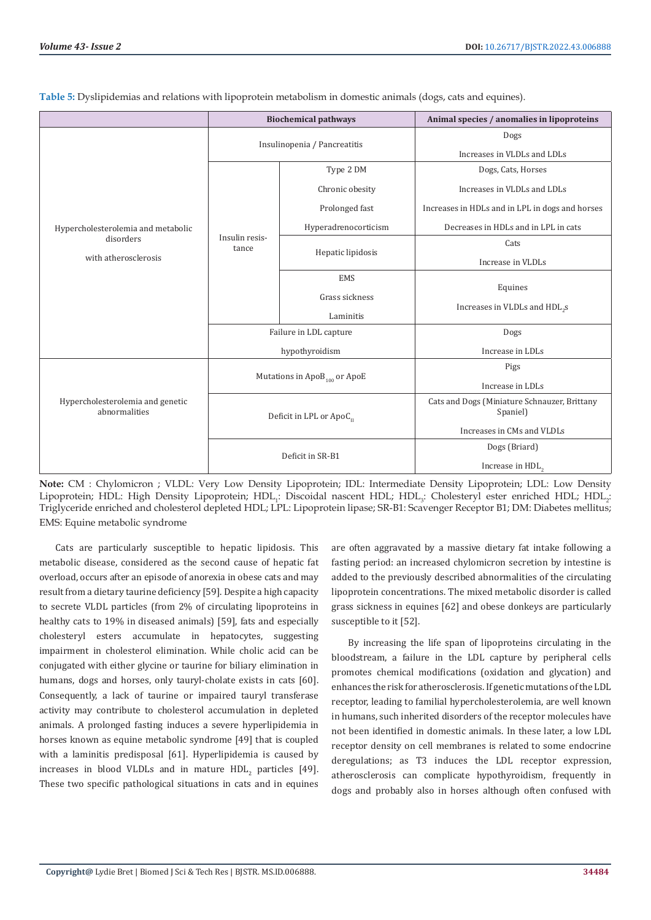**Table 5:** Dyslipidemias and relations with lipoprotein metabolism in domestic animals (dogs, cats and equines).

| | Biochemical pathways | | Animal species / anomalies in lipoproteins |
|---|---|---|---|
| Hypercholesterolemia and metabolic disorders with atherosclerosis | Insulinopenia / Pancreatitis | | Dogs Increases in VLDLs and LDLs |
| | Insulin resistance | Type 2 DM Chronic obesity Prolonged fast Hyperadrenocorticism | Dogs, Cats, Horses Increases in VLDLs and LDLs Increases in HDLs and in LPL in dogs and horses Decreases in HDLs and in LPL in cats |
| | | Hepatic lipidosis | Cats Increase in VLDLs |
| | | EMS Grass sickness Laminitis | Equines Increases in VLDLs and $HDL_2$s |
| | Failure in LDL capture hypothyroidism | | Dogs Increase in LDLs |
| Hypercholesterolemia and genetic abnormalities | Mutations in $ApoB_{100}$ or ApoE | | Pigs Increase in LDLs |
| | Deficit in LPL or $ApoC_{II}$ | | Cats and Dogs (Miniature Schnauzer, Brittany Spaniel) Increases in CMs and VLDLs |
| | Deficit in SR-B1 | | Dogs (Briard) Increase in $HDL_2$ |

**Note:** CM : Chylomicron ; VLDL: Very Low Density Lipoprotein; IDL: Intermediate Density Lipoprotein; LDL: Low Density Lipoprotein; HDL: High Density Lipoprotein; $HDL_1$: Discoidal nascent HDL; $HDL_3$: Cholesteryl ester enriched HDL; $HDL_2$: Triglyceride enriched and cholesterol depleted HDL; LPL: Lipoprotein lipase; SR-B1: Scavenger Receptor B1; DM: Diabetes mellitus; EMS: Equine metabolic syndrome

Cats are particularly susceptible to hepatic lipidosis. This metabolic disease, considered as the second cause of hepatic fat overload, occurs after an episode of anorexia in obese cats and may result from a dietary taurine deficiency [59]. Despite a high capacity to secrete VLDL particles (from 2% of circulating lipoproteins in healthy cats to 19% in diseased animals) [59], fats and especially cholesteryl esters accumulate in hepatocytes, suggesting impairment in cholesterol elimination. While cholic acid can be conjugated with either glycine or taurine for biliary elimination in humans, dogs and horses, only tauryl-cholate exists in cats [60]. Consequently, a lack of taurine or impaired tauryl transferase activity may contribute to cholesterol accumulation in depleted animals. A prolonged fasting induces a severe hyperlipidemia in horses known as equine metabolic syndrome [49] that is coupled with a laminitis predisposal [61]. Hyperlipidemia is caused by increases in blood VLDLs and in mature $HDL_2$ particles [49]. These two specific pathological situations in cats and in equines are often aggravated by a massive dietary fat intake following a fasting period: an increased chylomicron secretion by intestine is added to the previously described abnormalities of the circulating lipoprotein concentrations. The mixed metabolic disorder is called grass sickness in equines [62] and obese donkeys are particularly susceptible to it [52].

By increasing the life span of lipoproteins circulating in the bloodstream, a failure in the LDL capture by peripheral cells promotes chemical modifications (oxidation and glycation) and enhances the risk for atherosclerosis. If genetic mutations of the LDL receptor, leading to familial hypercholesterolemia, are well known in humans, such inherited disorders of the receptor molecules have not been identified in domestic animals. In these later, a low LDL receptor density on cell membranes is related to some endocrine deregulations; as T3 induces the LDL receptor expression, atherosclerosis can complicate hypothyroidism, frequently in dogs and probably also in horses although often confused with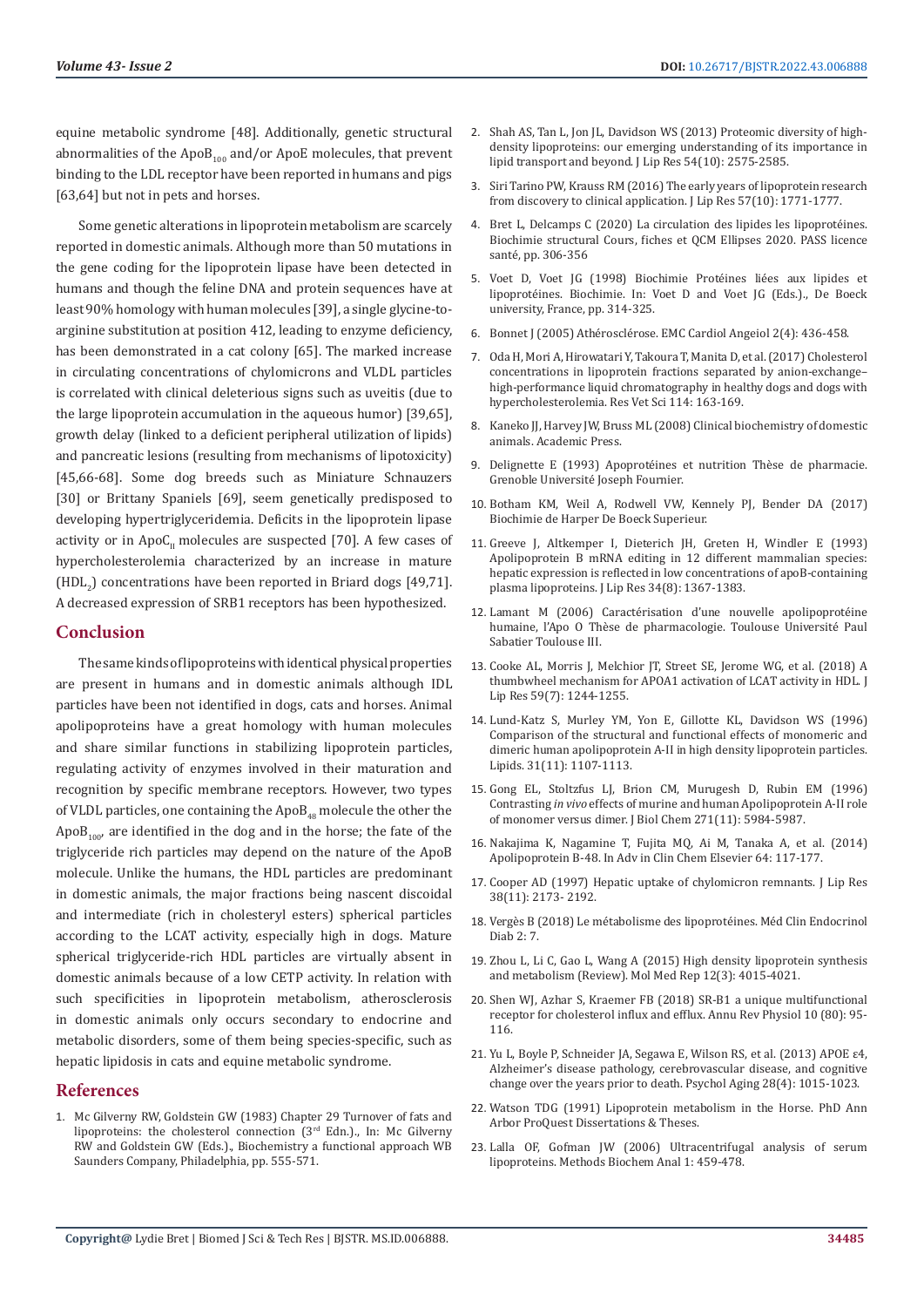equine metabolic syndrome [48]. Additionally, genetic structural abnormalities of the $ApoB_{100}$ and/or ApoE molecules, that prevent binding to the LDL receptor have been reported in humans and pigs [63,64] but not in pets and horses.

Some genetic alterations in lipoprotein metabolism are scarcely reported in domestic animals. Although more than 50 mutations in the gene coding for the lipoprotein lipase have been detected in humans and though the feline DNA and protein sequences have at least 90% homology with human molecules [39], a single glycine-to-arginine substitution at position 412, leading to enzyme deficiency, has been demonstrated in a cat colony [65]. The marked increase in circulating concentrations of chylomicrons and VLDL particles is correlated with clinical deleterious signs such as uveitis (due to the large lipoprotein accumulation in the aqueous humor) [39,65], growth delay (linked to a deficient peripheral utilization of lipids) and pancreatic lesions (resulting from mechanisms of lipotoxicity) [45,66-68]. Some dog breeds such as Miniature Schnauzers [30] or Brittany Spaniels [69], seem genetically predisposed to developing hypertriglyceridemia. Deficits in the lipoprotein lipase activity or in $ApoC_{II}$ molecules are suspected [70]. A few cases of hypercholesterolemia characterized by an increase in mature ($HDL_2$) concentrations have been reported in Briard dogs [49,71]. A decreased expression of SRB1 receptors has been hypothesized.

## Conclusion

The same kinds of lipoproteins with identical physical properties are present in humans and in domestic animals although IDL particles have been not identified in dogs, cats and horses. Animal apolipoproteins have a great homology with human molecules and share similar functions in stabilizing lipoprotein particles, regulating activity of enzymes involved in their maturation and recognition by specific membrane receptors. However, two types of VLDL particles, one containing the $ApoB_{48}$ molecule the other the $ApoB_{100}$, are identified in the dog and in the horse; the fate of the triglyceride rich particles may depend on the nature of the ApoB molecule. Unlike the humans, the HDL particles are predominant in domestic animals, the major fractions being nascent discoidal and intermediate (rich in cholesteryl esters) spherical particles according to the LCAT activity, especially high in dogs. Mature spherical triglyceride-rich HDL particles are virtually absent in domestic animals because of a low CETP activity. In relation with such specificities in lipoprotein metabolism, atherosclerosis in domestic animals only occurs secondary to endocrine and metabolic disorders, some of them being species-specific, such as hepatic lipidosis in cats and equine metabolic syndrome.

## References

1. Mc Gilverny RW, Goldstein GW (1983) Chapter 29 Turnover of fats and lipoproteins: the cholesterol connection (3rd Edn.)., In: Mc Gilverny RW and Goldstein GW (Eds.)., Biochemistry a functional approach WB Saunders Company, Philadelphia, pp. 555-571.
2. Shah AS, Tan L, Jon JL, Davidson WS (2013) Proteomic diversity of high-density lipoproteins: our emerging understanding of its importance in lipid transport and beyond. J Lip Res 54(10): 2575-2585.
3. Siri Tarino PW, Krauss RM (2016) The early years of lipoprotein research from discovery to clinical application. J Lip Res 57(10): 1771-1777.
4. Bret L, Delcamps C (2020) La circulation des lipides les lipoprotéines. Biochimie structural Cours, fiches et QCM Ellipses 2020. PASS licence santé, pp. 306-356
5. Voet D, Voet JG (1998) Biochimie Protéines liées aux lipides et lipoprotéines. Biochimie. In: Voet D and Voet JG (Eds.)., De Boeck university, France, pp. 314-325.
6. Bonnet J (2005) Athérosclérose. EMC Cardiol Angeiol 2(4): 436-458.
7. Oda H, Mori A, Hirowatari Y, Takoura T, Manita D, et al. (2017) Cholesterol concentrations in lipoprotein fractions separated by anion-exchange–high-performance liquid chromatography in healthy dogs and dogs with hypercholesterolemia. Res Vet Sci 114: 163-169.
8. Kaneko JJ, Harvey JW, Bruss ML (2008) Clinical biochemistry of domestic animals. Academic Press.
9. Delignette E (1993) Apoprotéines et nutrition Thèse de pharmacie. Grenoble Université Joseph Fournier.
10. Botham KM, Weil A, Rodwell VW, Kennely PJ, Bender DA (2017) Biochimie de Harper De Boeck Superieur.
11. Greeve J, Altkemper I, Dieterich JH, Greten H, Windler E (1993) Apolipoprotein B mRNA editing in 12 different mammalian species: hepatic expression is reflected in low concentrations of apoB-containing plasma lipoproteins. J Lip Res 34(8): 1367-1383.
12. Lamant M (2006) Caractérisation d'une nouvelle apolipoprotéine humaine, l'Apo O Thèse de pharmacologie. Toulouse Université Paul Sabatier Toulouse III.
13. Cooke AL, Morris J, Melchior JT, Street SE, Jerome WG, et al. (2018) A thumbwheel mechanism for APOA1 activation of LCAT activity in HDL. J Lip Res 59(7): 1244-1255.
14. Lund-Katz S, Murley YM, Yon E, Gillotte KL, Davidson WS (1996) Comparison of the structural and functional effects of monomeric and dimeric human apolipoprotein A-II in high density lipoprotein particles. Lipids. 31(11): 1107-1113.
15. Gong EL, Stoltzfus LJ, Brion CM, Murugesh D, Rubin EM (1996) Contrasting *in vivo* effects of murine and human Apolipoprotein A-II role of monomer versus dimer. J Biol Chem 271(11): 5984-5987.
16. Nakajima K, Nagamine T, Fujita MQ, Ai M, Tanaka A, et al. (2014) Apolipoprotein B-48. In Adv in Clin Chem Elsevier 64: 117-177.
17. Cooper AD (1997) Hepatic uptake of chylomicron remnants. J Lip Res 38(11): 2173- 2192.
18. Vergès B (2018) Le métabolisme des lipoprotéines. Méd Clin Endocrinol Diab 2: 7.
19. Zhou L, Li C, Gao L, Wang A (2015) High density lipoprotein synthesis and metabolism (Review). Mol Med Rep 12(3): 4015-4021.
20. Shen WJ, Azhar S, Kraemer FB (2018) SR-B1 a unique multifunctional receptor for cholesterol influx and efflux. Annu Rev Physiol 10 (80): 95-116.
21. Yu L, Boyle P, Schneider JA, Segawa E, Wilson RS, et al. (2013) APOE ε4, Alzheimer's disease pathology, cerebrovascular disease, and cognitive change over the years prior to death. Psychol Aging 28(4): 1015-1023.
22. Watson TDG (1991) Lipoprotein metabolism in the Horse. PhD Ann Arbor ProQuest Dissertations & Theses.
23. Lalla OF, Gofman JW (2006) Ultracentrifugal analysis of serum lipoproteins. Methods Biochem Anal 1: 459-478.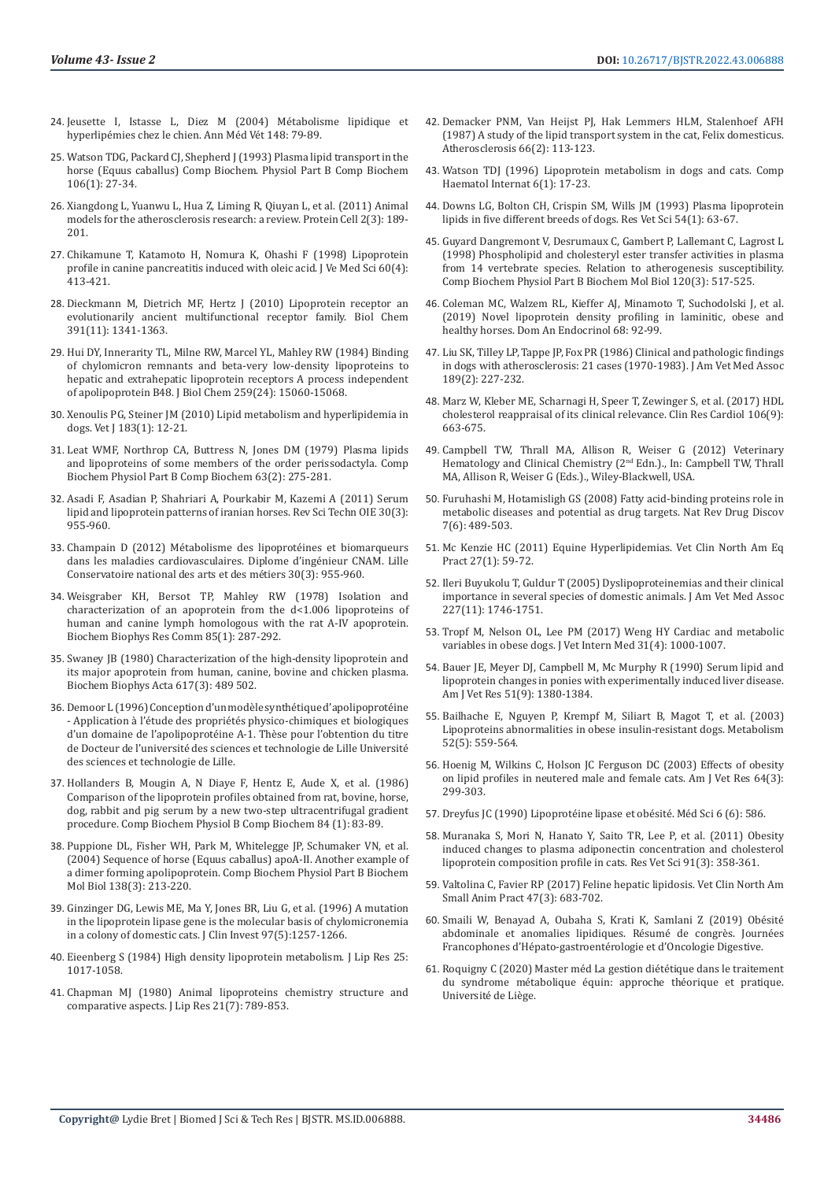24. Jeusette I, Istasse L, Diez M (2004) Métabolisme lipidique et hyperlipémies chez le chien. Ann Méd Vét 148: 79-89.
25. Watson TDG, Packard CJ, Shepherd J (1993) Plasma lipid transport in the horse (Equus caballus) Comp Biochem. Physiol Part B Comp Biochem 106(1): 27-34.
26. Xiangdong L, Yuanwu L, Hua Z, Liming R, Qiuyan L, et al. (2011) Animal models for the atherosclerosis research: a review. Protein Cell 2(3): 189-201.
27. Chikamune T, Katamoto H, Nomura K, Ohashi F (1998) Lipoprotein profile in canine pancreatitis induced with oleic acid. J Ve Med Sci 60(4): 413-421.
28. Dieckmann M, Dietrich MF, Hertz J (2010) Lipoprotein receptor an evolutionarily ancient multifunctional receptor family. Biol Chem 391(11): 1341-1363.
29. Hui DY, Innerarity TL, Milne RW, Marcel YL, Mahley RW (1984) Binding of chylomicron remnants and beta-very low-density lipoproteins to hepatic and extrahepatic lipoprotein receptors A process independent of apolipoprotein B48. J Biol Chem 259(24): 15060-15068.
30. Xenoulis PG, Steiner JM (2010) Lipid metabolism and hyperlipidemia in dogs. Vet J 183(1): 12-21.
31. Leat WMF, Northrop CA, Buttress N, Jones DM (1979) Plasma lipids and lipoproteins of some members of the order perissodactyla. Comp Biochem Physiol Part B Comp Biochem 63(2): 275-281.
32. Asadi F, Asadian P, Shahriari A, Pourkabir M, Kazemi A (2011) Serum lipid and lipoprotein patterns of iranian horses. Rev Sci Techn OIE 30(3): 955-960.
33. Champain D (2012) Métabolisme des lipoprotéines et biomarqueurs dans les maladies cardiovasculaires. Diplome d'ingénieur CNAM. Lille Conservatoire national des arts et des métiers 30(3): 955-960.
34. Weisgraber KH, Bersot TP, Mahley RW (1978) Isolation and characterization of an apoprotein from the d<1.006 lipoproteins of human and canine lymph homologous with the rat A-IV apoprotein. Biochem Biophys Res Comm 85(1): 287-292.
35. Swaney JB (1980) Characterization of the high-density lipoprotein and its major apoprotein from human, canine, bovine and chicken plasma. Biochem Biophys Acta 617(3): 489 502.
36. Demoor L (1996) Conception d'un modèle synthétique d'apolipoprotéine - Application à l'étude des propriétés physico-chimiques et biologiques d'un domaine de l'apolipoprotéine A-1. Thèse pour l'obtention du titre de Docteur de l'université des sciences et technologie de Lille Université des sciences et technologie de Lille.
37. Hollanders B, Mougin A, N Diaye F, Hentz E, Aude X, et al. (1986) Comparison of the lipoprotein profiles obtained from rat, bovine, horse, dog, rabbit and pig serum by a new two-step ultracentrifugal gradient procedure. Comp Biochem Physiol B Comp Biochem 84 (1): 83-89.
38. Puppione DL, Fisher WH, Park M, Whitelegge JP, Schumaker VN, et al. (2004) Sequence of horse (Equus caballus) apoA-II. Another example of a dimer forming apolipoprotein. Comp Biochem Physiol Part B Biochem Mol Biol 138(3): 213-220.
39. Ginzinger DG, Lewis ME, Ma Y, Jones BR, Liu G, et al. (1996) A mutation in the lipoprotein lipase gene is the molecular basis of chylomicronemia in a colony of domestic cats. J Clin Invest 97(5):1257-1266.
40. Eieenberg S (1984) High density lipoprotein metabolism. J Lip Res 25: 1017-1058.
41. Chapman MJ (1980) Animal lipoproteins chemistry structure and comparative aspects. J Lip Res 21(7): 789-853.
42. Demacker PNM, Van Heijst PJ, Hak Lemmers HLM, Stalenhoef AFH (1987) A study of the lipid transport system in the cat, Felix domesticus. Atherosclerosis 66(2): 113-123.
43. Watson TDJ (1996) Lipoprotein metabolism in dogs and cats. Comp Haematol Internat 6(1): 17-23.
44. Downs LG, Bolton CH, Crispin SM, Wills JM (1993) Plasma lipoprotein lipids in five different breeds of dogs. Res Vet Sci 54(1): 63-67.
45. Guyard Dangremont V, Desrumaux C, Gambert P, Lallemant C, Lagrost L (1998) Phospholipid and cholesteryl ester transfer activities in plasma from 14 vertebrate species. Relation to atherogenesis susceptibility. Comp Biochem Physiol Part B Biochem Mol Biol 120(3): 517-525.
46. Coleman MC, Walzem RL, Kieffer AJ, Minamoto T, Suchodolski J, et al. (2019) Novel lipoprotein density profiling in laminitic, obese and healthy horses. Dom An Endocrinol 68: 92-99.
47. Liu SK, Tilley LP, Tappe JP, Fox PR (1986) Clinical and pathologic findings in dogs with atherosclerosis: 21 cases (1970-1983). J Am Vet Med Assoc 189(2): 227-232.
48. Marz W, Kleber ME, Scharnagi H, Speer T, Zewinger S, et al. (2017) HDL cholesterol reappraisal of its clinical relevance. Clin Res Cardiol 106(9): 663-675.
49. Campbell TW, Thrall MA, Allison R, Weiser G (2012) Veterinary Hematology and Clinical Chemistry (2nd Edn.)., In: Campbell TW, Thrall MA, Allison R, Weiser G (Eds.)., Wiley-Blackwell, USA.
50. Furuhashi M, Hotamisligh GS (2008) Fatty acid-binding proteins role in metabolic diseases and potential as drug targets. Nat Rev Drug Discov 7(6): 489-503.
51. Mc Kenzie HC (2011) Equine Hyperlipidemias. Vet Clin North Am Eq Pract 27(1): 59-72.
52. Ileri Buyukolu T, Guldur T (2005) Dyslipoproteinemias and their clinical importance in several species of domestic animals. J Am Vet Med Assoc 227(11): 1746-1751.
53. Tropf M, Nelson OL, Lee PM (2017) Weng HY Cardiac and metabolic variables in obese dogs. J Vet Intern Med 31(4): 1000-1007.
54. Bauer JE, Meyer DJ, Campbell M, Mc Murphy R (1990) Serum lipid and lipoprotein changes in ponies with experimentally induced liver disease. Am J Vet Res 51(9): 1380-1384.
55. Bailhache E, Nguyen P, Krempf M, Siliart B, Magot T, et al. (2003) Lipoproteins abnormalities in obese insulin-resistant dogs. Metabolism 52(5): 559-564.
56. Hoenig M, Wilkins C, Holson JC Ferguson DC (2003) Effects of obesity on lipid profiles in neutered male and female cats. Am J Vet Res 64(3): 299-303.
57. Dreyfus JC (1990) Lipoprotéine lipase et obésité. Méd Sci 6 (6): 586.
58. Muranaka S, Mori N, Hanato Y, Saito TR, Lee P, et al. (2011) Obesity induced changes to plasma adiponectin concentration and cholesterol lipoprotein composition profile in cats. Res Vet Sci 91(3): 358-361.
59. Valtolina C, Favier RP (2017) Feline hepatic lipidosis. Vet Clin North Am Small Anim Pract 47(3): 683-702.
60. Smaili W, Benayad A, Oubaha S, Krati K, Samlani Z (2019) Obésité abdominale et anomalies lipidiques. Résumé de congrès. Journées Francophones d'Hépato-gastroentérologie et d'Oncologie Digestive.
61. Roquigny C (2020) Master méd La gestion diététique dans le traitement du syndrome métabolique équin: approche théorique et pratique. Université de Liège.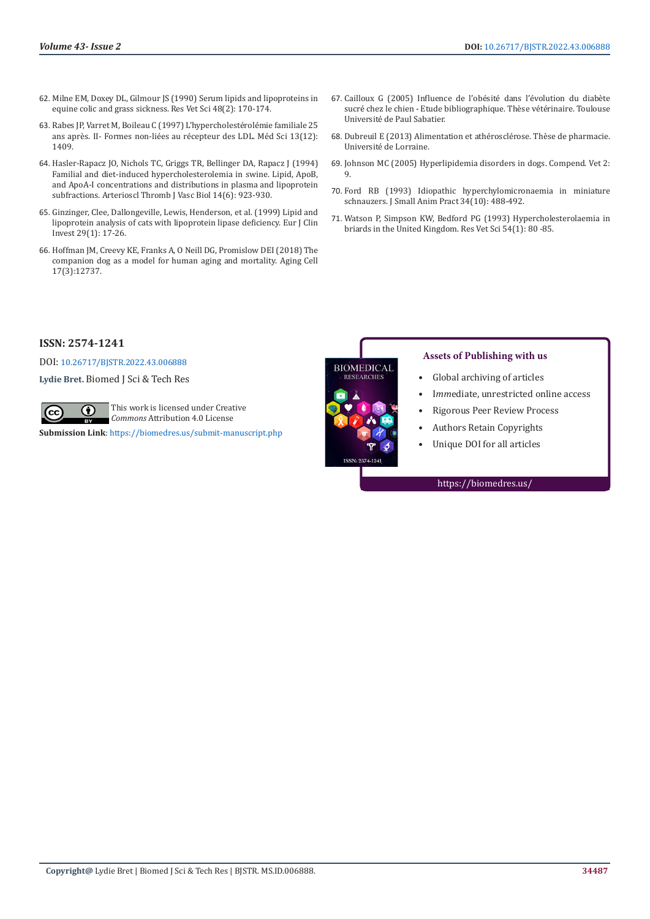62. Milne EM, Doxey DL, Gilmour JS (1990) Serum lipids and lipoproteins in equine colic and grass sickness. Res Vet Sci 48(2): 170-174.
63. Rabes JP, Varret M, Boileau C (1997) L'hypercholestérolémie familiale 25 ans après. II- Formes non-liées au récepteur des LDL. Méd Sci 13(12): 1409.
64. Hasler-Rapacz JO, Nichols TC, Griggs TR, Bellinger DA, Rapacz J (1994) Familial and diet-induced hypercholesterolemia in swine. Lipid, ApoB, and ApoA-I concentrations and distributions in plasma and lipoprotein subfractions. Arterioscl Thromb J Vasc Biol 14(6): 923-930.
65. Ginzinger, Clee, Dallongeville, Lewis, Henderson, et al. (1999) Lipid and lipoprotein analysis of cats with lipoprotein lipase deficiency. Eur J Clin Invest 29(1): 17-26.
66. Hoffman JM, Creevy KE, Franks A, O Neill DG, Promislow DEI (2018) The companion dog as a model for human aging and mortality. Aging Cell 17(3):12737.
67. Cailloux G (2005) Influence de l'obésité dans l'évolution du diabète sucré chez le chien - Etude bibliographique. Thèse vétérinaire. Toulouse Université de Paul Sabatier.
68. Dubreuil E (2013) Alimentation et athérosclérose. Thèse de pharmacie. Université de Lorraine.
69. Johnson MC (2005) Hyperlipidemia disorders in dogs. Compend. Vet 2: 9.
70. Ford RB (1993) Idiopathic hyperchylomicronaemia in miniature schnauzers. J Small Anim Pract 34(10): 488-492.
71. Watson P, Simpson KW, Bedford PG (1993) Hypercholesterolaemia in briards in the United Kingdom. Res Vet Sci 54(1): 80 -85.

**ISSN: 2574-1241**

DOI: 10.26717/BJSTR.2022.43.006888

**Lydie Bret.** Biomed J Sci & Tech Res

This work is licensed under Creative *Commons* Attribution 4.0 License

**Submission Link**: https://biomedres.us/submit-manuscript.php

**Assets of Publishing with us**

- Global archiving of articles
- Immediate, unrestricted online access
- Rigorous Peer Review Process
- Authors Retain Copyrights
- Unique DOI for all articles

https://biomedres.us/